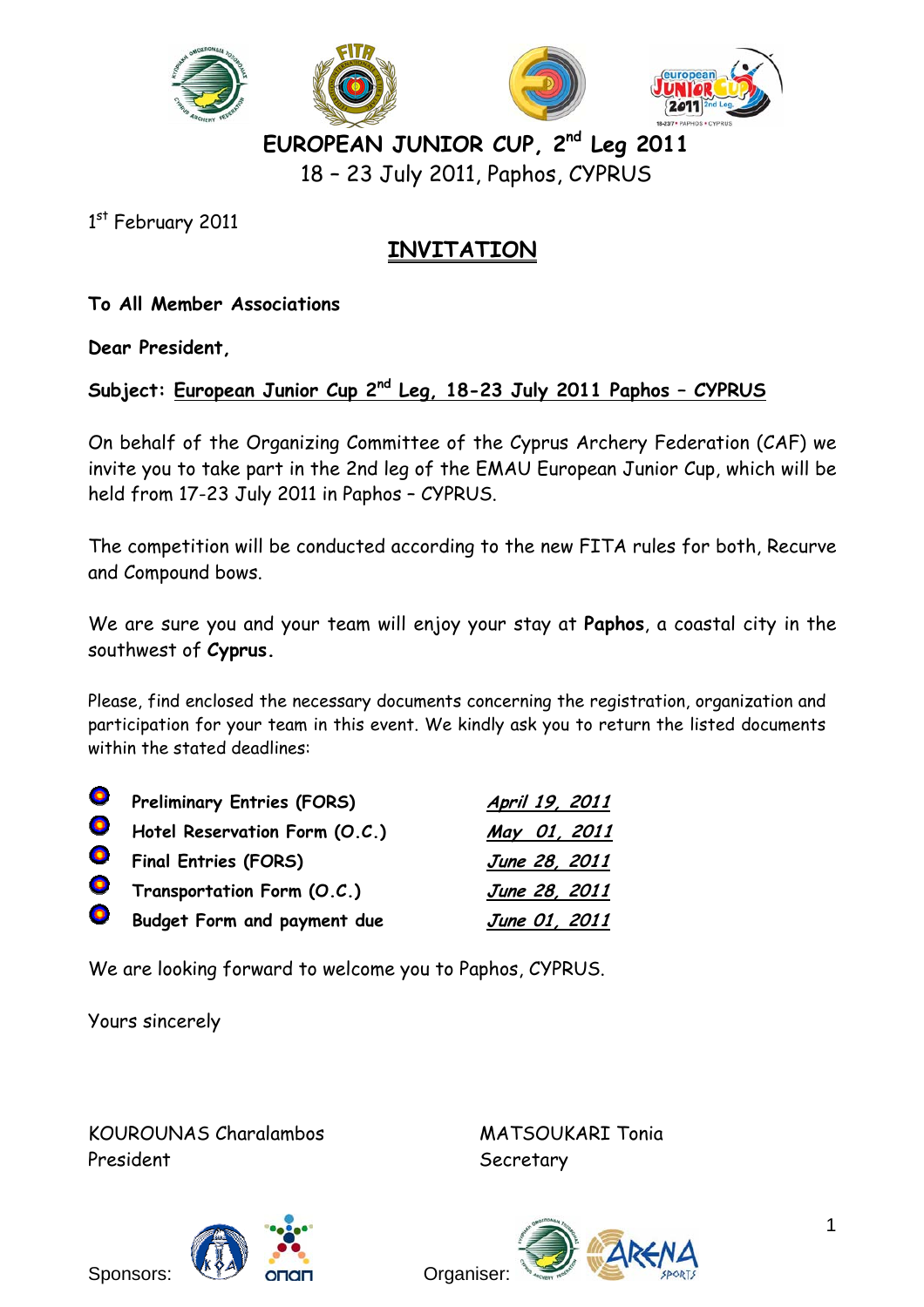# EUROPEAN JUNIOR CUP, 2nd Leg 2011

18 – 23 July 2011, Paphos, CYPRUS

1st February 2011

## INVITATION

**To All Member Associations**

**Dear President,**

**Subject: European Junior Cup 2nd Leg, 18-23 July 2011 Paphos – CYPRUS**

On behalf of the Organizing Committee of the Cyprus Archery Federation (CAF) we invite you to take part in the 2nd leg of the EMAU European Junior Cup, which will be held from 17-23 July 2011 in Paphos – CYPRUS.

The competition will be conducted according to the new FITA rules for both, Recurve and Compound bows.

We are sure you and your team will enjoy your stay at **Paphos**, a coastal city in the southwest of **Cyprus.**

Please, find enclosed the necessary documents concerning the registration, organization and participation for your team in this event. We kindly ask you to return the listed documents within the stated deadlines:

- **Preliminary Entries (FORS)** — ***April 19, 2011***
- **Hotel Reservation Form (O.C.)** — ***May 01, 2011***
- **Final Entries (FORS)** — ***June 28, 2011***
- **Transportation Form (O.C.)** — ***June 28, 2011***
- **Budget Form and payment due** — ***June 01, 2011***

We are looking forward to welcome you to Paphos, CYPRUS.

Yours sincerely

KOUROUNAS Charalambos
President

MATSOUKARI Tonia
Secretary

Sponsors:

Organiser: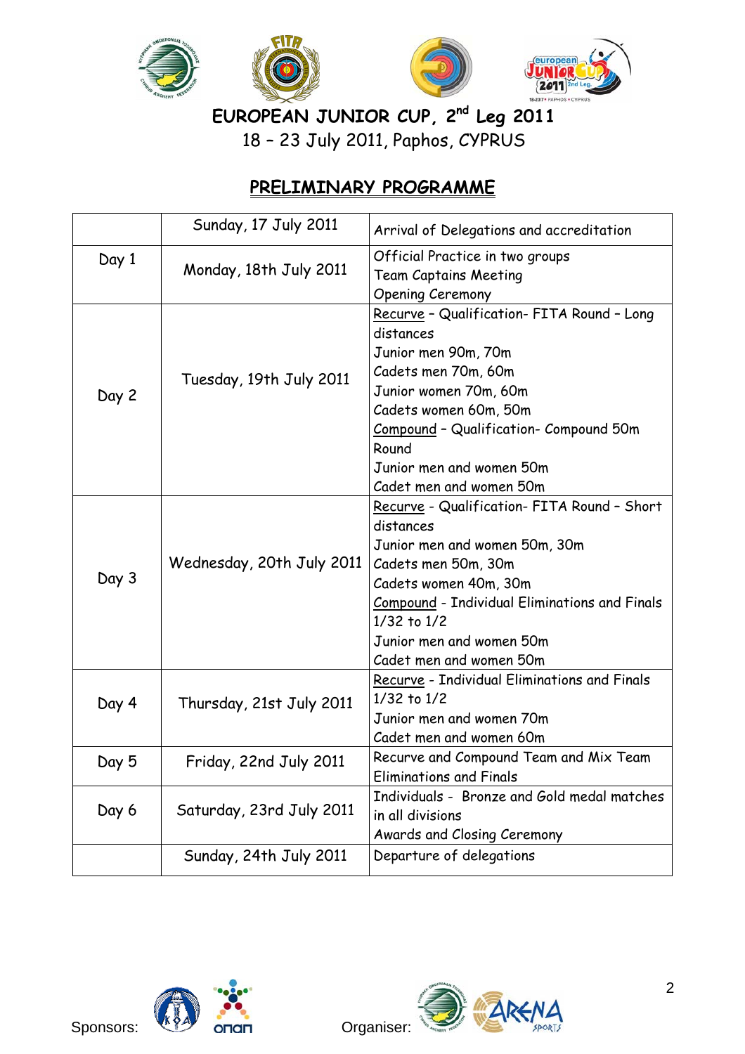# EUROPEAN JUNIOR CUP, 2nd Leg 2011

18 – 23 July 2011, Paphos, CYPRUS

## PRELIMINARY PROGRAMME

| | | |
|---|---|---|
| | Sunday, 17 July 2011 | Arrival of Delegations and accreditation |
| Day 1 | Monday, 18th July 2011 | Official Practice in two groups<br>Team Captains Meeting<br>Opening Ceremony |
| Day 2 | Tuesday, 19th July 2011 | Recurve – Qualification- FITA Round – Long distances<br>Junior men 90m, 70m<br>Cadets men 70m, 60m<br>Junior women 70m, 60m<br>Cadets women 60m, 50m<br>Compound – Qualification- Compound 50m Round<br>Junior men and women 50m<br>Cadet men and women 50m |
| Day 3 | Wednesday, 20th July 2011 | Recurve - Qualification- FITA Round – Short distances<br>Junior men and women 50m, 30m<br>Cadets men 50m, 30m<br>Cadets women 40m, 30m<br>Compound - Individual Eliminations and Finals 1/32 to 1/2<br>Junior men and women 50m<br>Cadet men and women 50m |
| Day 4 | Thursday, 21st July 2011 | Recurve - Individual Eliminations and Finals 1/32 to 1/2<br>Junior men and women 70m<br>Cadet men and women 60m |
| Day 5 | Friday, 22nd July 2011 | Recurve and Compound Team and Mix Team Eliminations and Finals |
| Day 6 | Saturday, 23rd July 2011 | Individuals - Bronze and Gold medal matches in all divisions<br>Awards and Closing Ceremony |
| | Sunday, 24th July 2011 | Departure of delegations |

Sponsors: Organiser: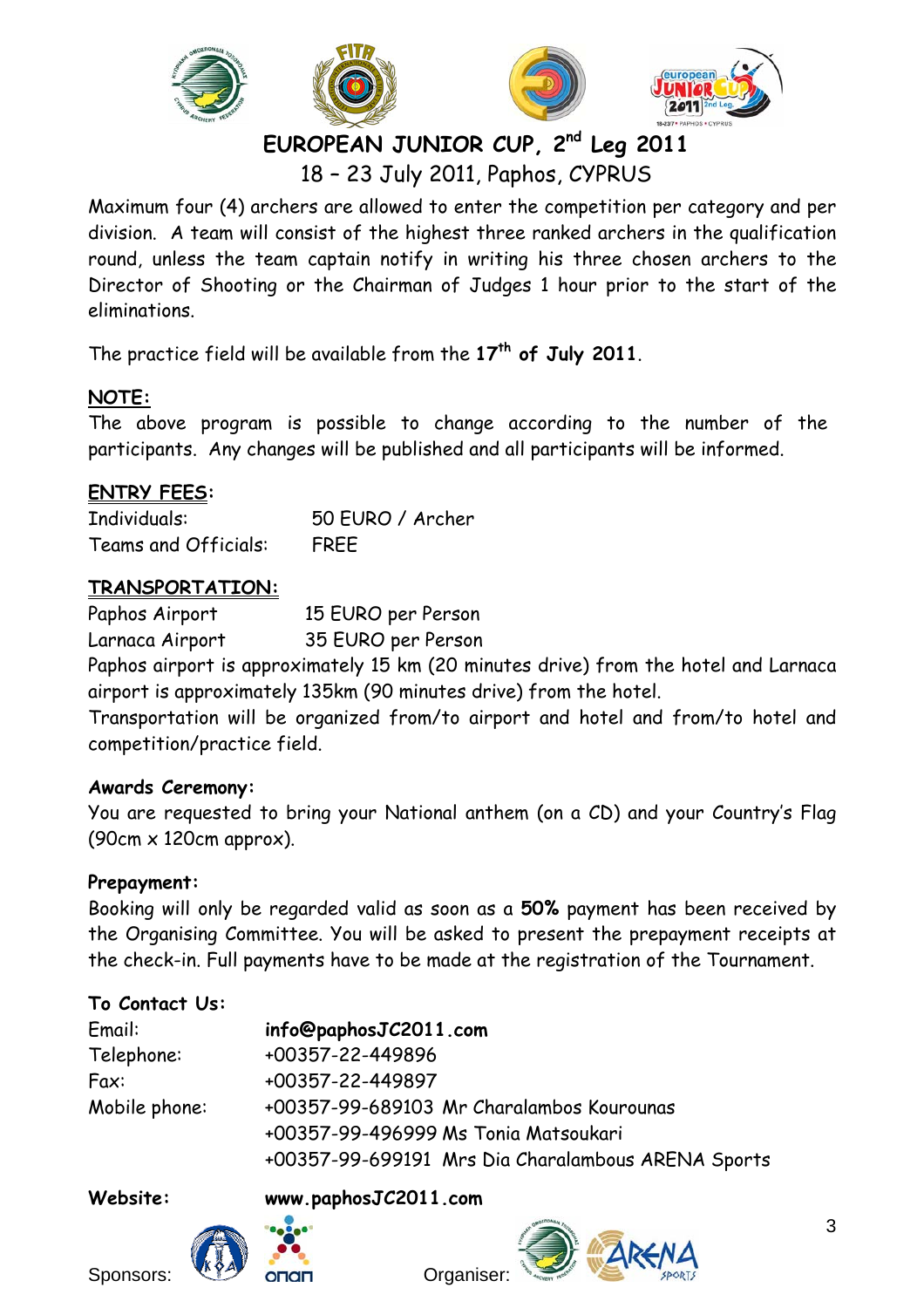# EUROPEAN JUNIOR CUP, 2nd Leg 2011

18 – 23 July 2011, Paphos, CYPRUS

Maximum four (4) archers are allowed to enter the competition per category and per division. A team will consist of the highest three ranked archers in the qualification round, unless the team captain notify in writing his three chosen archers to the Director of Shooting or the Chairman of Judges 1 hour prior to the start of the eliminations.

The practice field will be available from the **17th of July 2011**.

## NOTE:

The above program is possible to change according to the number of the participants. Any changes will be published and all participants will be informed.

## ENTRY FEES:

| | |
|---|---|
| Individuals: | 50 EURO / Archer |
| Teams and Officials: | FREE |

## TRANSPORTATION:

| | |
|---|---|
| Paphos Airport | 15 EURO per Person |
| Larnaca Airport | 35 EURO per Person |

Paphos airport is approximately 15 km (20 minutes drive) from the hotel and Larnaca airport is approximately 135km (90 minutes drive) from the hotel.

Transportation will be organized from/to airport and hotel and from/to hotel and competition/practice field.

**Awards Ceremony:**

You are requested to bring your National anthem (on a CD) and your Country's Flag (90cm x 120cm approx).

**Prepayment:**

Booking will only be regarded valid as soon as a **50%** payment has been received by the Organising Committee. You will be asked to present the prepayment receipts at the check-in. Full payments have to be made at the registration of the Tournament.

**To Contact Us:**

| | |
|---|---|
| Email: | **info@paphosJC2011.com** |
| Telephone: | +00357-22-449896 |
| Fax: | +00357-22-449897 |
| Mobile phone: | +00357-99-689103 Mr Charalambos Kourounas |
| | +00357-99-496999 Ms Tonia Matsoukari |
| | +00357-99-699191 Mrs Dia Charalambous ARENA Sports |

**Website:** **www.paphosJC2011.com**

Sponsors: Organiser: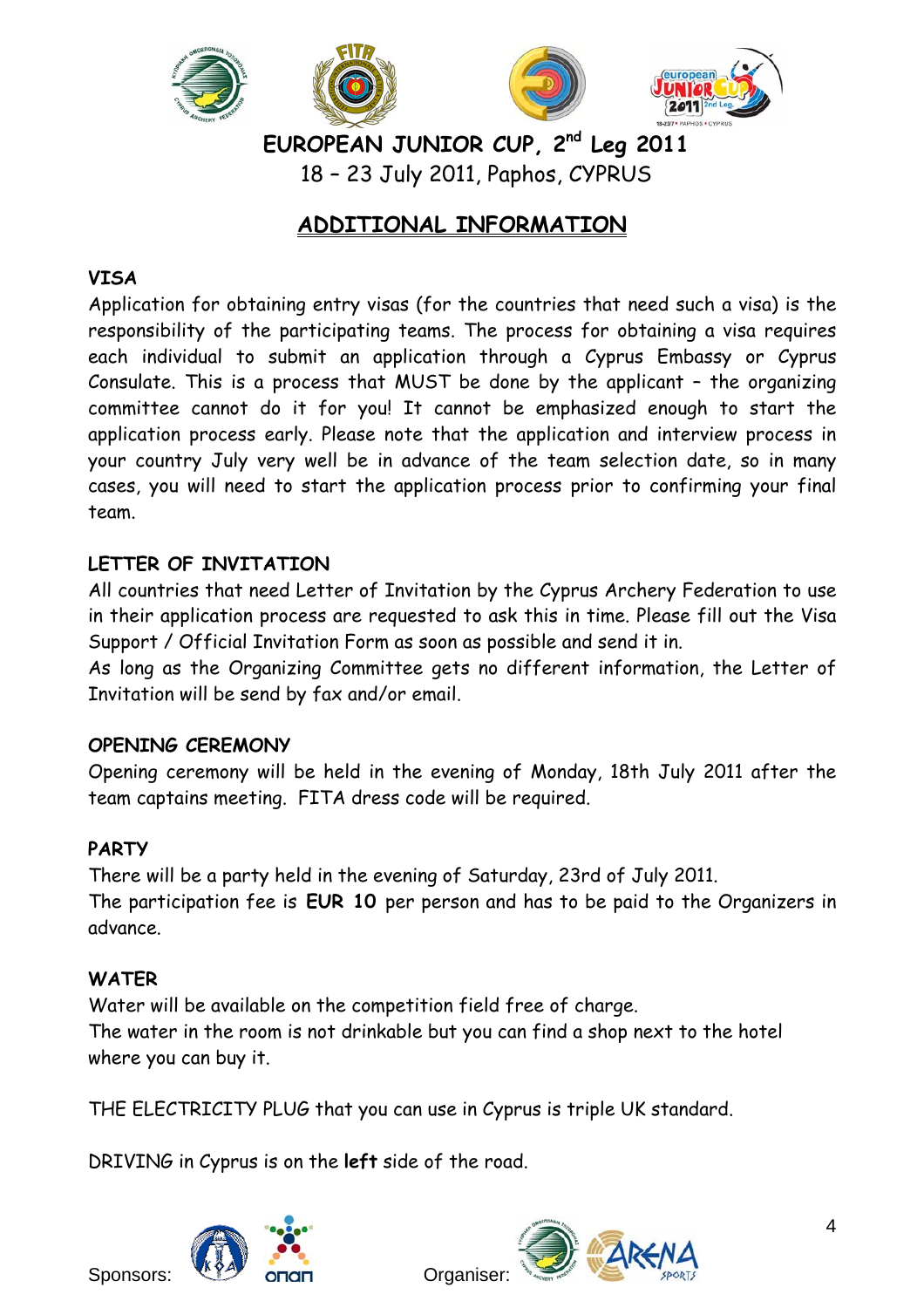# EUROPEAN JUNIOR CUP, 2nd Leg 2011

18 – 23 July 2011, Paphos, CYPRUS

## ADDITIONAL INFORMATION

### VISA

Application for obtaining entry visas (for the countries that need such a visa) is the responsibility of the participating teams. The process for obtaining a visa requires each individual to submit an application through a Cyprus Embassy or Cyprus Consulate. This is a process that MUST be done by the applicant – the organizing committee cannot do it for you! It cannot be emphasized enough to start the application process early. Please note that the application and interview process in your country July very well be in advance of the team selection date, so in many cases, you will need to start the application process prior to confirming your final team.

### LETTER OF INVITATION

All countries that need Letter of Invitation by the Cyprus Archery Federation to use in their application process are requested to ask this in time. Please fill out the Visa Support / Official Invitation Form as soon as possible and send it in.

As long as the Organizing Committee gets no different information, the Letter of Invitation will be send by fax and/or email.

### OPENING CEREMONY

Opening ceremony will be held in the evening of Monday, 18th July 2011 after the team captains meeting. FITA dress code will be required.

### PARTY

There will be a party held in the evening of Saturday, 23rd of July 2011.

The participation fee is **EUR 10** per person and has to be paid to the Organizers in advance.

### WATER

Water will be available on the competition field free of charge.

The water in the room is not drinkable but you can find a shop next to the hotel where you can buy it.

THE ELECTRICITY PLUG that you can use in Cyprus is triple UK standard.

DRIVING in Cyprus is on the **left** side of the road.

Sponsors: Organiser: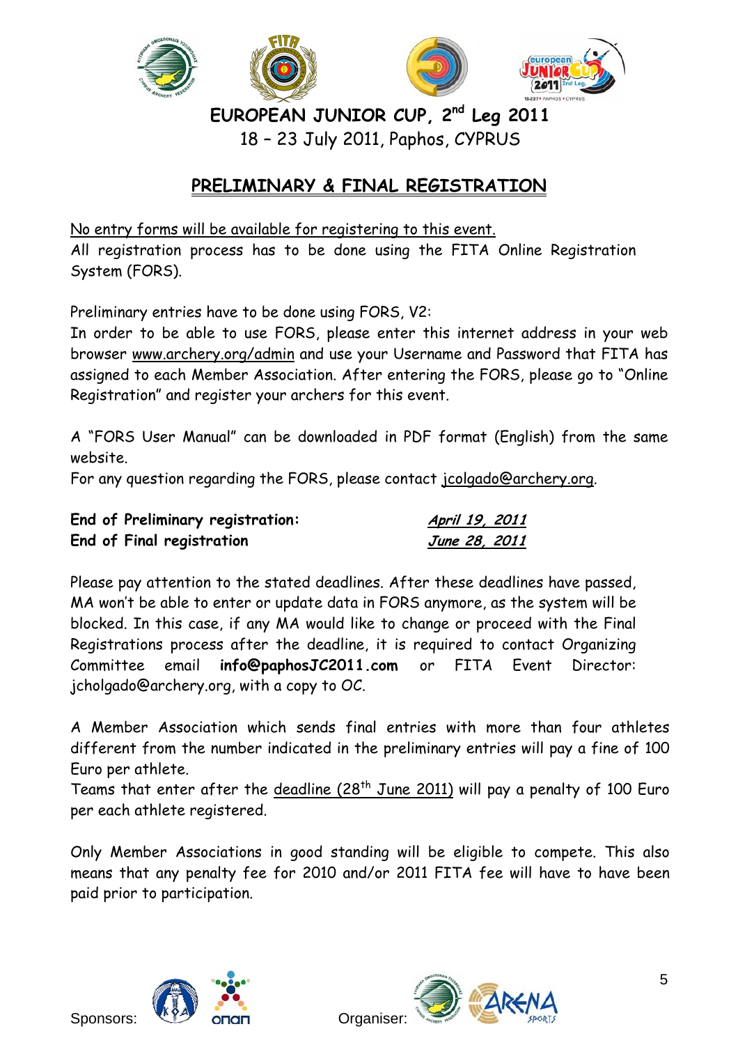**EUROPEAN JUNIOR CUP, 2nd Leg 2011**
18 – 23 July 2011, Paphos, CYPRUS

## PRELIMINARY & FINAL REGISTRATION

No entry forms will be available for registering to this event.
All registration process has to be done using the FITA Online Registration System (FORS).

Preliminary entries have to be done using FORS, V2:
In order to be able to use FORS, please enter this internet address in your web browser www.archery.org/admin and use your Username and Password that FITA has assigned to each Member Association. After entering the FORS, please go to "Online Registration" and register your archers for this event.

A "FORS User Manual" can be downloaded in PDF format (English) from the same website.
For any question regarding the FORS, please contact jcolgado@archery.org.

| | |
|---|---|
| **End of Preliminary registration:** | ***April 19, 2011*** |
| **End of Final registration** | ***June 28, 2011*** |

Please pay attention to the stated deadlines. After these deadlines have passed, MA won't be able to enter or update data in FORS anymore, as the system will be blocked. In this case, if any MA would like to change or proceed with the Final Registrations process after the deadline, it is required to contact Organizing Committee email **info@paphosJC2011.com** or FITA Event Director: jcholgado@archery.org, with a copy to OC.

A Member Association which sends final entries with more than four athletes different from the number indicated in the preliminary entries will pay a fine of 100 Euro per athlete.
Teams that enter after the deadline (28th June 2011) will pay a penalty of 100 Euro per each athlete registered.

Only Member Associations in good standing will be eligible to compete. This also means that any penalty fee for 2010 and/or 2011 FITA fee will have to have been paid prior to participation.

Sponsors: Organiser: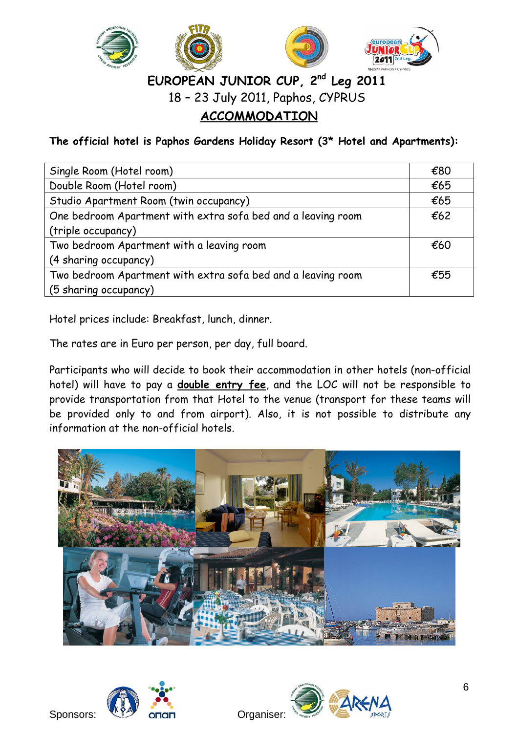# EUROPEAN JUNIOR CUP, 2nd Leg 2011

18 – 23 July 2011, Paphos, CYPRUS

## ACCOMMODATION

**The official hotel is Paphos Gardens Holiday Resort (3* Hotel and Apartments):**

| | |
|---|---|
| Single Room (Hotel room) | €80 |
| Double Room (Hotel room) | €65 |
| Studio Apartment Room (twin occupancy) | €65 |
| One bedroom Apartment with extra sofa bed and a leaving room (triple occupancy) | €62 |
| Two bedroom Apartment with a leaving room (4 sharing occupancy) | €60 |
| Two bedroom Apartment with extra sofa bed and a leaving room (5 sharing occupancy) | €55 |

Hotel prices include: Breakfast, lunch, dinner.

The rates are in Euro per person, per day, full board.

Participants who will decide to book their accommodation in other hotels (non-official hotel) will have to pay a **double entry fee**, and the LOC will not be responsible to provide transportation from that Hotel to the venue (transport for these teams will be provided only to and from airport). Also, it is not possible to distribute any information at the non-official hotels.

Sponsors:

Organiser: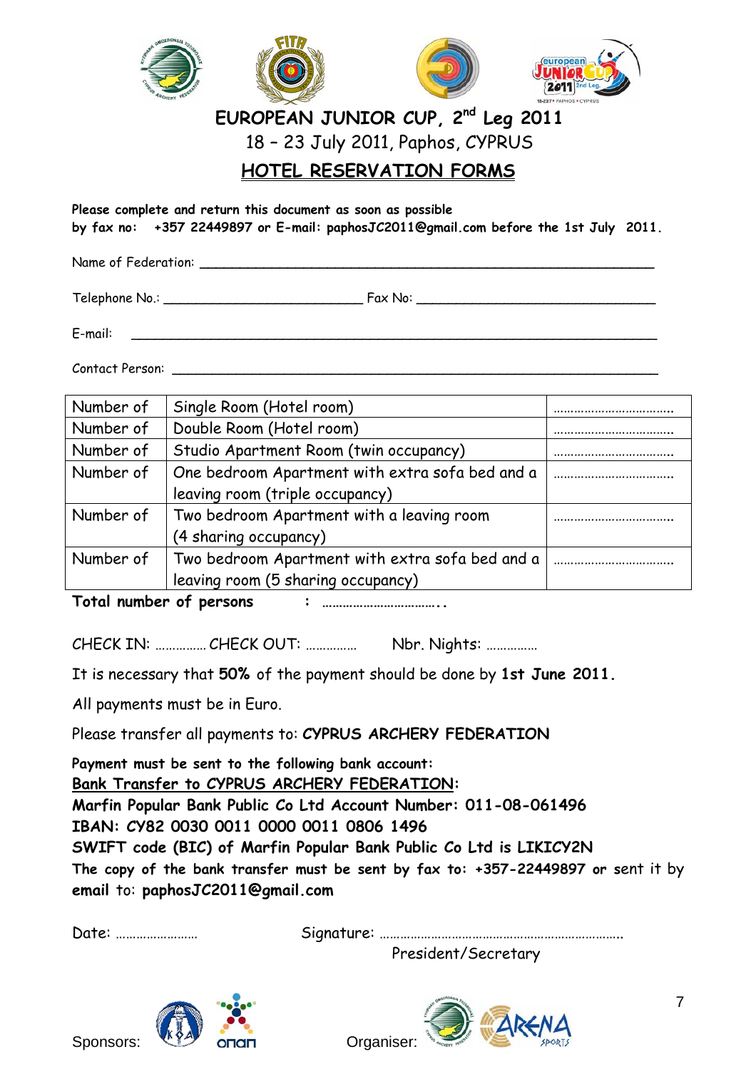# EUROPEAN JUNIOR CUP, 2nd Leg 2011

18 – 23 July 2011, Paphos, CYPRUS

## HOTEL RESERVATION FORMS

**Please complete and return this document as soon as possible by fax no: +357 22449897 or E-mail: paphosJC2011@gmail.com before the 1st July 2011.**

Name of Federation: ____________________________________________

Telephone No.: ______________________ Fax No: __________________________

E-mail: ______________________________________________________

Contact Person: ________________________________________________

| Number of | Single Room (Hotel room) | ……………………………. |
|---|---|---|
| Number of | Double Room (Hotel room) | ……………………………. |
| Number of | Studio Apartment Room (twin occupancy) | ……………………………. |
| Number of | One bedroom Apartment with extra sofa bed and a leaving room (triple occupancy) | ……………………………. |
| Number of | Two bedroom Apartment with a leaving room (4 sharing occupancy) | ……………………………. |
| Number of | Two bedroom Apartment with extra sofa bed and a leaving room (5 sharing occupancy) | ……………………………. |

**Total number of persons : …………………………..**

CHECK IN: …………… CHECK OUT: …………… Nbr. Nights: ……………

It is necessary that **50%** of the payment should be done by **1st June 2011.**

All payments must be in Euro.

Please transfer all payments to: **CYPRUS ARCHERY FEDERATION**

**Payment must be sent to the following bank account:**
**<u>Bank Transfer to CYPRUS ARCHERY FEDERATION</u>:**
**Marfin Popular Bank Public Co Ltd Account Number: 011-08-061496**
**IBAN: CY82 0030 0011 0000 0011 0806 1496**
**SWIFT code (BIC) of Marfin Popular Bank Public Co Ltd is LIKICY2N**
**The copy of the bank transfer must be sent by fax to: +357-22449897** or sent it by **email** to: **paphosJC2011@gmail.com**

Date: …………………… Signature: ……………………………………………………………
President/Secretary

Sponsors: Organiser: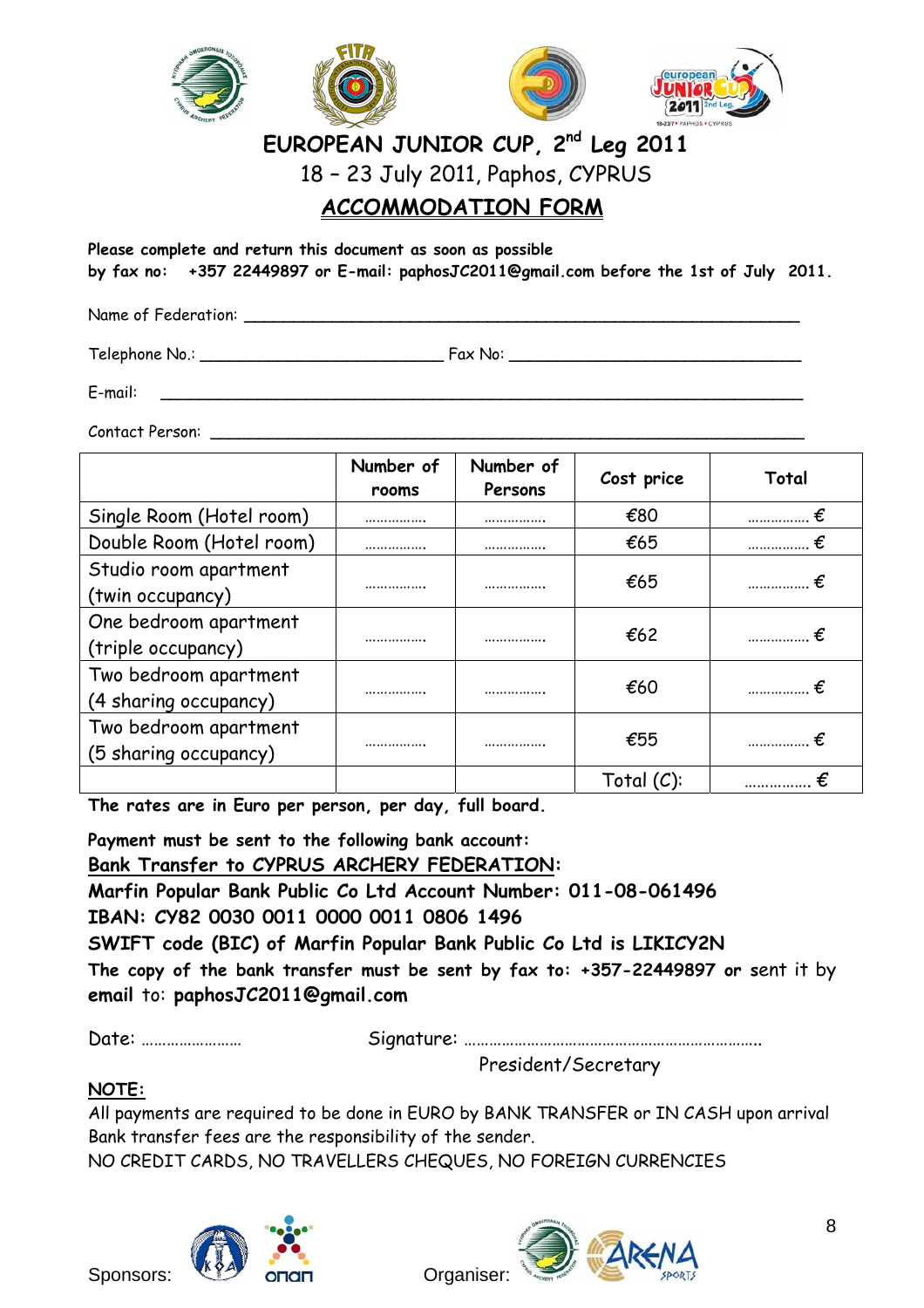# EUROPEAN JUNIOR CUP, 2nd Leg 2011

18 – 23 July 2011, Paphos, CYPRUS

## ACCOMMODATION FORM

**Please complete and return this document as soon as possible by fax no: +357 22449897 or E-mail: paphosJC2011@gmail.com before the 1st of July 2011.**

Name of Federation: ______________________________________________

Telephone No.: ________________________ Fax No: ____________________________

E-mail: ______________________________________________________________

Contact Person: ________________________________________________________

| | Number of rooms | Number of Persons | Cost price | Total |
|---|---|---|---|---|
| Single Room (Hotel room) | ……………. | ……………. | €80 | ……………. € |
| Double Room (Hotel room) | ……………. | ……………. | €65 | ……………. € |
| Studio room apartment (twin occupancy) | ……………. | ……………. | €65 | ……………. € |
| One bedroom apartment (triple occupancy) | ……………. | ……………. | €62 | ……………. € |
| Two bedroom apartment (4 sharing occupancy) | ……………. | ……………. | €60 | ……………. € |
| Two bedroom apartment (5 sharing occupancy) | ……………. | ……………. | €55 | ……………. € |
| | | | Total (C): | ……………. € |

**The rates are in Euro per person, per day, full board.**

**Payment must be sent to the following bank account:**

**<u>Bank Transfer to CYPRUS ARCHERY FEDERATION</u>:**

**Marfin Popular Bank Public Co Ltd Account Number: 011-08-061496**

**IBAN: CY82 0030 0011 0000 0011 0806 1496**

**SWIFT code (BIC) of Marfin Popular Bank Public Co Ltd is LIKICY2N**

**The copy of the bank transfer must be sent by fax to: +357-22449897 or** sent it by **email** to: **paphosJC2011@gmail.com**

Date: ……………………          Signature: ……………………………………………………………..

President/Secretary

**<u>NOTE:</u>**

All payments are required to be done in EURO by BANK TRANSFER or IN CASH upon arrival
Bank transfer fees are the responsibility of the sender.
NO CREDIT CARDS, NO TRAVELLERS CHEQUES, NO FOREIGN CURRENCIES

Sponsors:          Organiser: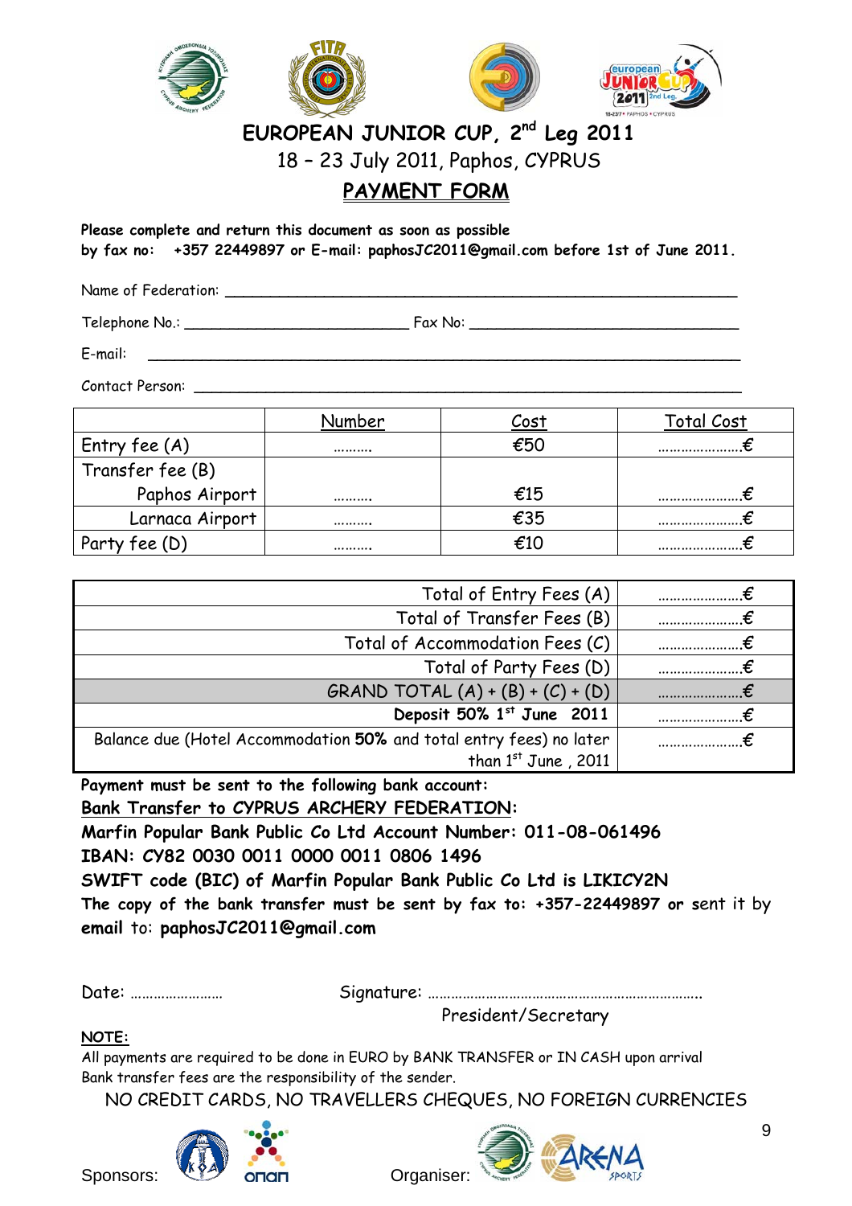# EUROPEAN JUNIOR CUP, 2nd Leg 2011

18 – 23 July 2011, Paphos, CYPRUS

## PAYMENT FORM

**Please complete and return this document as soon as possible**
**by fax no: +357 22449897 or E-mail: paphosJC2011@gmail.com before 1st of June 2011.**

Name of Federation: ______________________________

Telephone No.: ____________________ Fax No: ____________________

E-mail: ______________________________

Contact Person: ______________________________

| | Number | Cost | Total Cost |
|---|---|---|---|
| Entry fee (A) | ……… | €50 | …………………€ |
| Transfer fee (B) | | | |
| Paphos Airport | ……… | €15 | …………………€ |
| Larnaca Airport | ……… | €35 | …………………€ |
| Party fee (D) | ……… | €10 | …………………€ |

| | |
|---|---|
| Total of Entry Fees (A) | …………………€ |
| Total of Transfer Fees (B) | …………………€ |
| Total of Accommodation Fees (C) | …………………€ |
| Total of Party Fees (D) | …………………€ |
| GRAND TOTAL (A) + (B) + (C) + (D) | …………………€ |
| **Deposit 50% 1st June 2011** | …………………€ |
| Balance due (Hotel Accommodation **50%** and total entry fees) no later than 1st June , 2011 | …………………€ |

**Payment must be sent to the following bank account:**

**Bank Transfer to CYPRUS ARCHERY FEDERATION:**

**Marfin Popular Bank Public Co Ltd Account Number: 011-08-061496**

**IBAN: CY82 0030 0011 0000 0011 0806 1496**

**SWIFT code (BIC) of Marfin Popular Bank Public Co Ltd is LIKICY2N**

**The copy of the bank transfer must be sent by fax to: +357-22449897 or** sent it by **email** to: **paphosJC2011@gmail.com**

Date: ……………………  Signature: ……………………………………………………………

President/Secretary

**NOTE:**

All payments are required to be done in EURO by BANK TRANSFER or IN CASH upon arrival
Bank transfer fees are the responsibility of the sender.

NO CREDIT CARDS, NO TRAVELLERS CHEQUES, NO FOREIGN CURRENCIES

Sponsors: Organiser: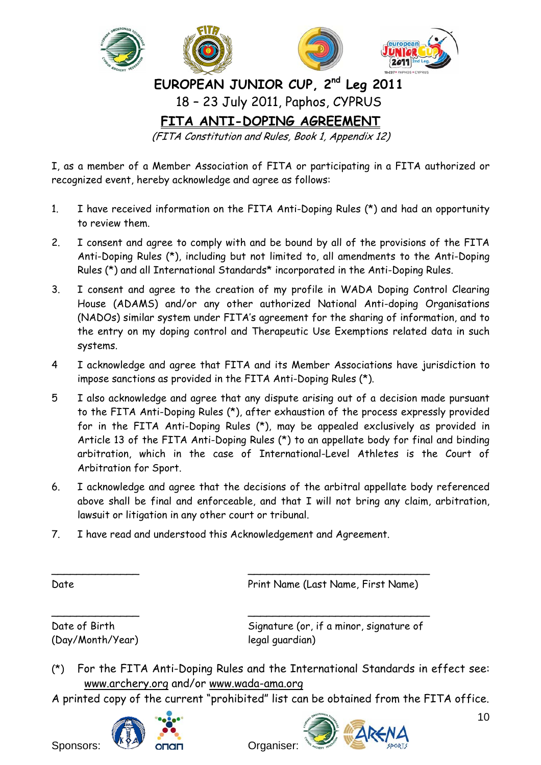# EUROPEAN JUNIOR CUP, 2nd Leg 2011

18 – 23 July 2011, Paphos, CYPRUS

## FITA ANTI-DOPING AGREEMENT

*(FITA Constitution and Rules, Book 1, Appendix 12)*

I, as a member of a Member Association of FITA or participating in a FITA authorized or recognized event, hereby acknowledge and agree as follows:

1. I have received information on the FITA Anti-Doping Rules (*) and had an opportunity to review them.
2. I consent and agree to comply with and be bound by all of the provisions of the FITA Anti-Doping Rules (*), including but not limited to, all amendments to the Anti-Doping Rules (*) and all International Standards* incorporated in the Anti-Doping Rules.
3. I consent and agree to the creation of my profile in WADA Doping Control Clearing House (ADAMS) and/or any other authorized National Anti-doping Organisations (NADOs) similar system under FITA's agreement for the sharing of information, and to the entry on my doping control and Therapeutic Use Exemptions related data in such systems.
4. I acknowledge and agree that FITA and its Member Associations have jurisdiction to impose sanctions as provided in the FITA Anti-Doping Rules (*).
5. I also acknowledge and agree that any dispute arising out of a decision made pursuant to the FITA Anti-Doping Rules (*), after exhaustion of the process expressly provided for in the FITA Anti-Doping Rules (*), may be appealed exclusively as provided in Article 13 of the FITA Anti-Doping Rules (*) to an appellate body for final and binding arbitration, which in the case of International-Level Athletes is the Court of Arbitration for Sport.
6. I acknowledge and agree that the decisions of the arbitral appellate body referenced above shall be final and enforceable, and that I will not bring any claim, arbitration, lawsuit or litigation in any other court or tribunal.
7. I have read and understood this Acknowledgement and Agreement.

| | |
|---|---|
| _______________ | ______________________________ |
| Date | Print Name (Last Name, First Name) |
| _______________ | ______________________________ |
| Date of Birth (Day/Month/Year) | Signature (or, if a minor, signature of legal guardian) |

(*) For the FITA Anti-Doping Rules and the International Standards in effect see: www.archery.org and/or www.wada-ama.org

A printed copy of the current "prohibited" list can be obtained from the FITA office.

Sponsors:

Organiser: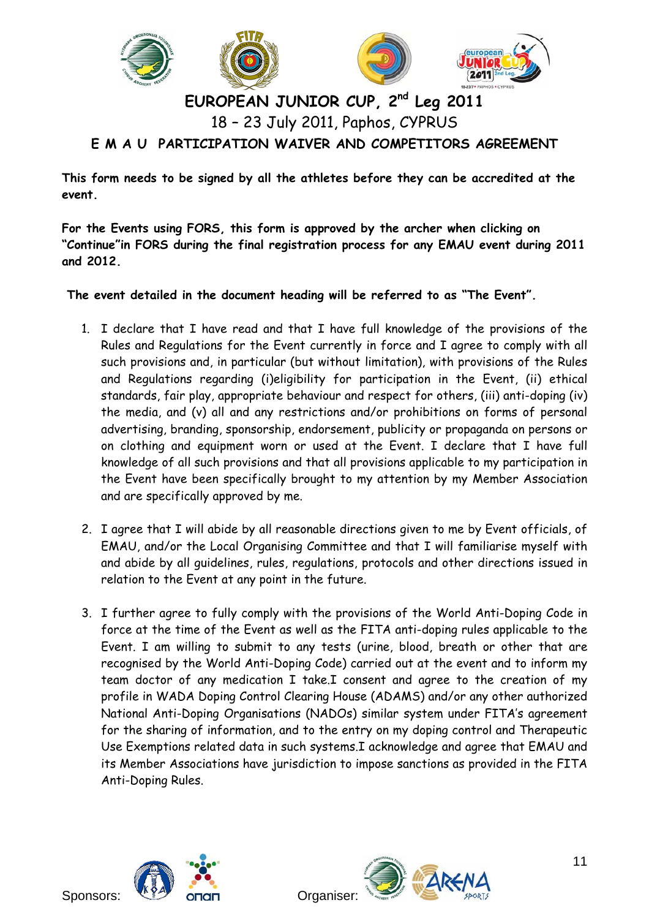# EUROPEAN JUNIOR CUP, 2nd Leg 2011

18 – 23 July 2011, Paphos, CYPRUS

## E M A U PARTICIPATION WAIVER AND COMPETITORS AGREEMENT

**This form needs to be signed by all the athletes before they can be accredited at the event.**

**For the Events using FORS, this form is approved by the archer when clicking on "Continue"in FORS during the final registration process for any EMAU event during 2011 and 2012.**

**The event detailed in the document heading will be referred to as "The Event".**

1. I declare that I have read and that I have full knowledge of the provisions of the Rules and Regulations for the Event currently in force and I agree to comply with all such provisions and, in particular (but without limitation), with provisions of the Rules and Regulations regarding (i)eligibility for participation in the Event, (ii) ethical standards, fair play, appropriate behaviour and respect for others, (iii) anti-doping (iv) the media, and (v) all and any restrictions and/or prohibitions on forms of personal advertising, branding, sponsorship, endorsement, publicity or propaganda on persons or on clothing and equipment worn or used at the Event. I declare that I have full knowledge of all such provisions and that all provisions applicable to my participation in the Event have been specifically brought to my attention by my Member Association and are specifically approved by me.

2. I agree that I will abide by all reasonable directions given to me by Event officials, of EMAU, and/or the Local Organising Committee and that I will familiarise myself with and abide by all guidelines, rules, regulations, protocols and other directions issued in relation to the Event at any point in the future.

3. I further agree to fully comply with the provisions of the World Anti-Doping Code in force at the time of the Event as well as the FITA anti-doping rules applicable to the Event. I am willing to submit to any tests (urine, blood, breath or other that are recognised by the World Anti-Doping Code) carried out at the event and to inform my team doctor of any medication I take.I consent and agree to the creation of my profile in WADA Doping Control Clearing House (ADAMS) and/or any other authorized National Anti-Doping Organisations (NADOs) similar system under FITA's agreement for the sharing of information, and to the entry on my doping control and Therapeutic Use Exemptions related data in such systems.I acknowledge and agree that EMAU and its Member Associations have jurisdiction to impose sanctions as provided in the FITA Anti-Doping Rules.

Sponsors: Organiser: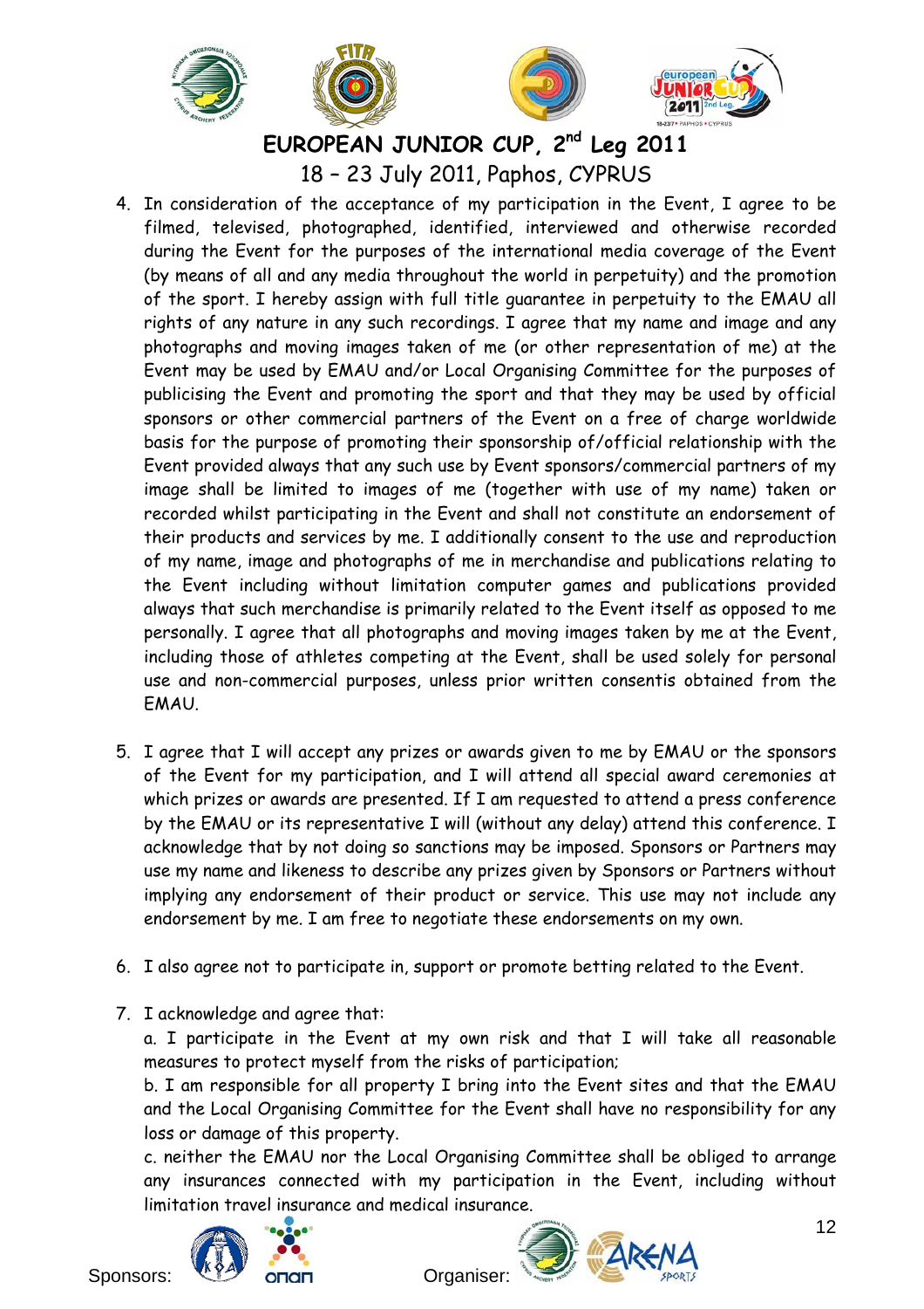4. In consideration of the acceptance of my participation in the Event, I agree to be filmed, televised, photographed, identified, interviewed and otherwise recorded during the Event for the purposes of the international media coverage of the Event (by means of all and any media throughout the world in perpetuity) and the promotion of the sport. I hereby assign with full title guarantee in perpetuity to the EMAU all rights of any nature in any such recordings. I agree that my name and image and any photographs and moving images taken of me (or other representation of me) at the Event may be used by EMAU and/or Local Organising Committee for the purposes of publicising the Event and promoting the sport and that they may be used by official sponsors or other commercial partners of the Event on a free of charge worldwide basis for the purpose of promoting their sponsorship of/official relationship with the Event provided always that any such use by Event sponsors/commercial partners of my image shall be limited to images of me (together with use of my name) taken or recorded whilst participating in the Event and shall not constitute an endorsement of their products and services by me. I additionally consent to the use and reproduction of my name, image and photographs of me in merchandise and publications relating to the Event including without limitation computer games and publications provided always that such merchandise is primarily related to the Event itself as opposed to me personally. I agree that all photographs and moving images taken by me at the Event, including those of athletes competing at the Event, shall be used solely for personal use and non-commercial purposes, unless prior written consentis obtained from the EMAU.

5. I agree that I will accept any prizes or awards given to me by EMAU or the sponsors of the Event for my participation, and I will attend all special award ceremonies at which prizes or awards are presented. If I am requested to attend a press conference by the EMAU or its representative I will (without any delay) attend this conference. I acknowledge that by not doing so sanctions may be imposed. Sponsors or Partners may use my name and likeness to describe any prizes given by Sponsors or Partners without implying any endorsement of their product or service. This use may not include any endorsement by me. I am free to negotiate these endorsements on my own.

6. I also agree not to participate in, support or promote betting related to the Event.

7. I acknowledge and agree that:

   a. I participate in the Event at my own risk and that I will take all reasonable measures to protect myself from the risks of participation;

   b. I am responsible for all property I bring into the Event sites and that the EMAU and the Local Organising Committee for the Event shall have no responsibility for any loss or damage of this property.

   c. neither the EMAU nor the Local Organising Committee shall be obliged to arrange any insurances connected with my participation in the Event, including without limitation travel insurance and medical insurance.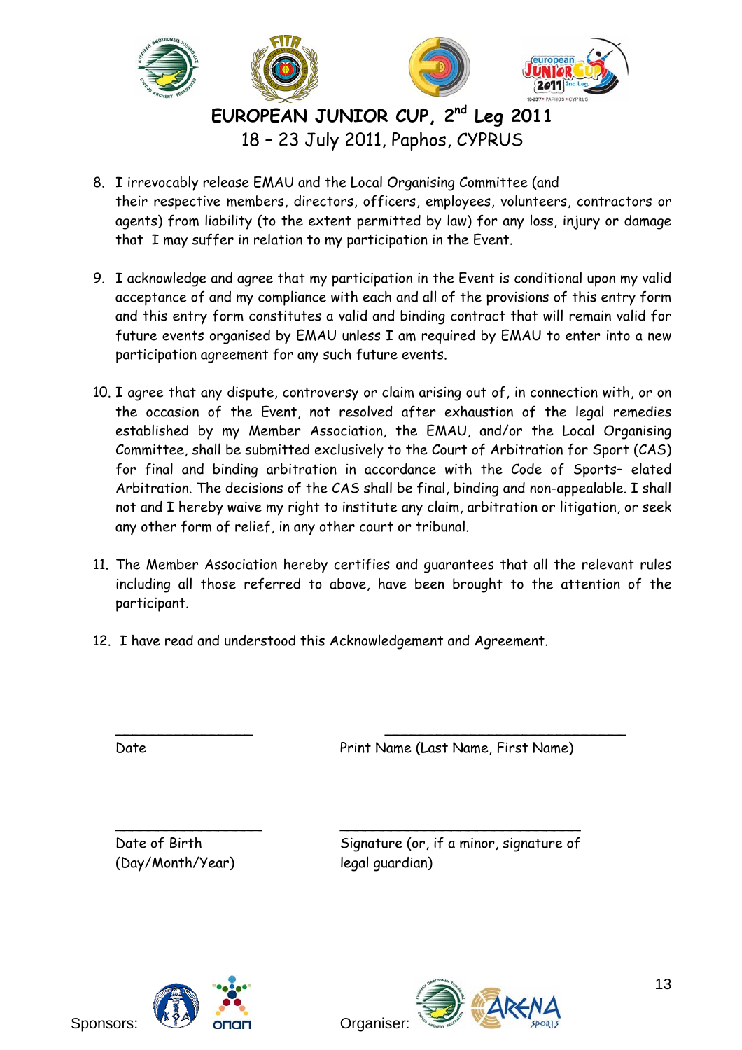# EUROPEAN JUNIOR CUP, 2nd Leg 2011

18 – 23 July 2011, Paphos, CYPRUS

8. I irrevocably release EMAU and the Local Organising Committee (and their respective members, directors, officers, employees, volunteers, contractors or agents) from liability (to the extent permitted by law) for any loss, injury or damage that I may suffer in relation to my participation in the Event.

9. I acknowledge and agree that my participation in the Event is conditional upon my valid acceptance of and my compliance with each and all of the provisions of this entry form and this entry form constitutes a valid and binding contract that will remain valid for future events organised by EMAU unless I am required by EMAU to enter into a new participation agreement for any such future events.

10. I agree that any dispute, controversy or claim arising out of, in connection with, or on the occasion of the Event, not resolved after exhaustion of the legal remedies established by my Member Association, the EMAU, and/or the Local Organising Committee, shall be submitted exclusively to the Court of Arbitration for Sport (CAS) for final and binding arbitration in accordance with the Code of Sports– elated Arbitration. The decisions of the CAS shall be final, binding and non-appealable. I shall not and I hereby waive my right to institute any claim, arbitration or litigation, or seek any other form of relief, in any other court or tribunal.

11. The Member Association hereby certifies and guarantees that all the relevant rules including all those referred to above, have been brought to the attention of the participant.

12. I have read and understood this Acknowledgement and Agreement.

\_\_\_\_\_\_\_\_\_\_\_\_\_\_\_\_ Date

\_\_\_\_\_\_\_\_\_\_\_\_\_\_\_\_\_\_\_\_\_\_\_\_\_\_\_\_ Print Name (Last Name, First Name)

\_\_\_\_\_\_\_\_\_\_\_\_\_\_\_\_ Date of Birth (Day/Month/Year)

\_\_\_\_\_\_\_\_\_\_\_\_\_\_\_\_\_\_\_\_\_\_\_\_\_\_\_\_ Signature (or, if a minor, signature of legal guardian)

Sponsors: Organiser: